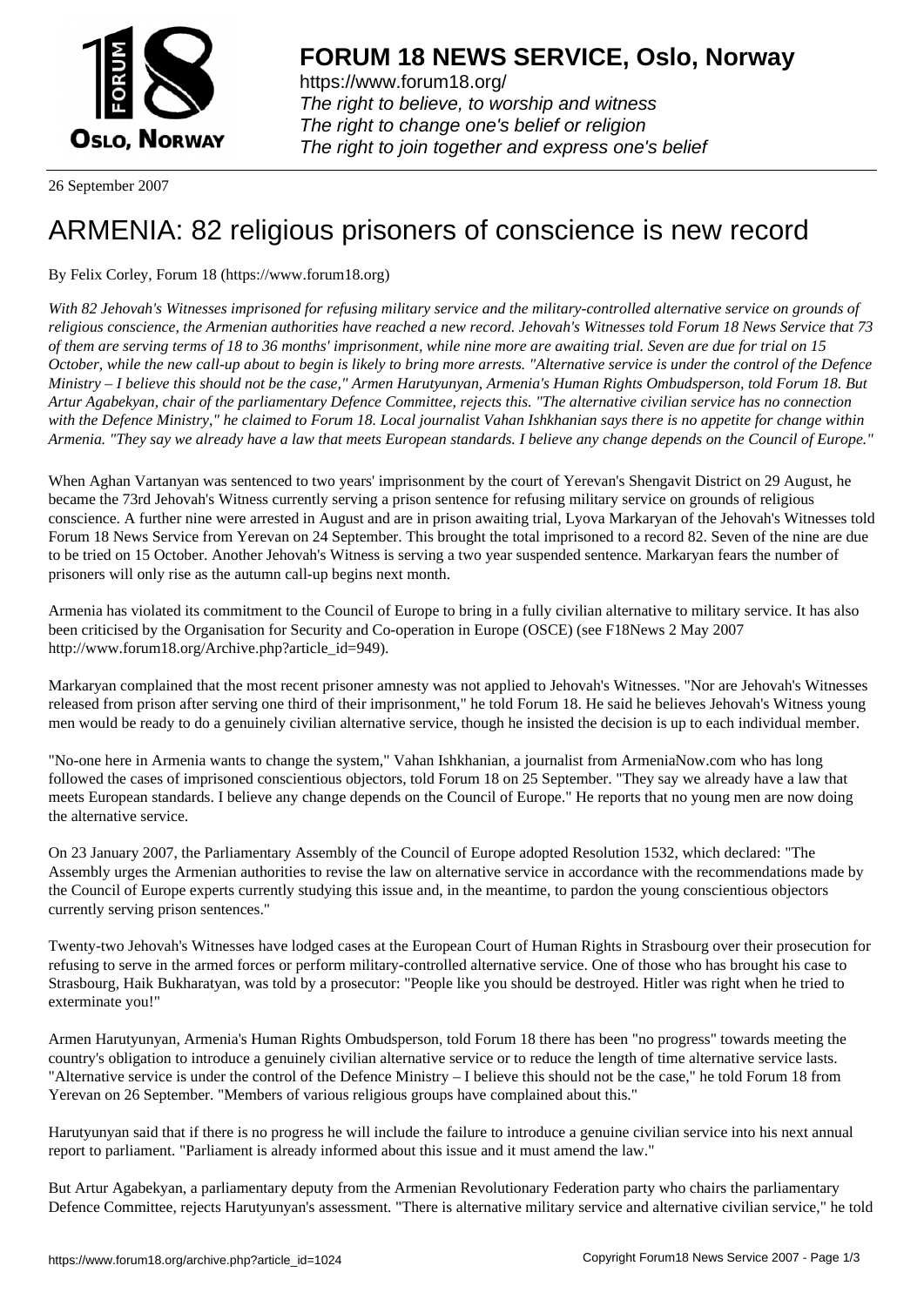**FORUM 18 NEWS SERVICE, Oslo, Norway**

https://www.forum18.org/
*The right to believe, to worship and witness*
*The right to change one's belief or religion*
*The right to join together and express one's belief*

26 September 2007

# ARMENIA: 82 religious prisoners of conscience is new record

By Felix Corley, Forum 18 (https://www.forum18.org)

*With 82 Jehovah's Witnesses imprisoned for refusing military service and the military-controlled alternative service on grounds of religious conscience, the Armenian authorities have reached a new record. Jehovah's Witnesses told Forum 18 News Service that 73 of them are serving terms of 18 to 36 months' imprisonment, while nine more are awaiting trial. Seven are due for trial on 15 October, while the new call-up about to begin is likely to bring more arrests. "Alternative service is under the control of the Defence Ministry – I believe this should not be the case," Armen Harutyunyan, Armenia's Human Rights Ombudsperson, told Forum 18. But Artur Agabekyan, chair of the parliamentary Defence Committee, rejects this. "The alternative civilian service has no connection with the Defence Ministry," he claimed to Forum 18. Local journalist Vahan Ishkhanian says there is no appetite for change within Armenia. "They say we already have a law that meets European standards. I believe any change depends on the Council of Europe."*

When Aghan Vartanyan was sentenced to two years' imprisonment by the court of Yerevan's Shengavit District on 29 August, he became the 73rd Jehovah's Witness currently serving a prison sentence for refusing military service on grounds of religious conscience. A further nine were arrested in August and are in prison awaiting trial, Lyova Markaryan of the Jehovah's Witnesses told Forum 18 News Service from Yerevan on 24 September. This brought the total imprisoned to a record 82. Seven of the nine are due to be tried on 15 October. Another Jehovah's Witness is serving a two year suspended sentence. Markaryan fears the number of prisoners will only rise as the autumn call-up begins next month.

Armenia has violated its commitment to the Council of Europe to bring in a fully civilian alternative to military service. It has also been criticised by the Organisation for Security and Co-operation in Europe (OSCE) (see F18News 2 May 2007 http://www.forum18.org/Archive.php?article_id=949).

Markaryan complained that the most recent prisoner amnesty was not applied to Jehovah's Witnesses. "Nor are Jehovah's Witnesses released from prison after serving one third of their imprisonment," he told Forum 18. He said he believes Jehovah's Witness young men would be ready to do a genuinely civilian alternative service, though he insisted the decision is up to each individual member.

"No-one here in Armenia wants to change the system," Vahan Ishkhanian, a journalist from ArmeniaNow.com who has long followed the cases of imprisoned conscientious objectors, told Forum 18 on 25 September. "They say we already have a law that meets European standards. I believe any change depends on the Council of Europe." He reports that no young men are now doing the alternative service.

On 23 January 2007, the Parliamentary Assembly of the Council of Europe adopted Resolution 1532, which declared: "The Assembly urges the Armenian authorities to revise the law on alternative service in accordance with the recommendations made by the Council of Europe experts currently studying this issue and, in the meantime, to pardon the young conscientious objectors currently serving prison sentences."

Twenty-two Jehovah's Witnesses have lodged cases at the European Court of Human Rights in Strasbourg over their prosecution for refusing to serve in the armed forces or perform military-controlled alternative service. One of those who has brought his case to Strasbourg, Haik Bukharatyan, was told by a prosecutor: "People like you should be destroyed. Hitler was right when he tried to exterminate you!"

Armen Harutyunyan, Armenia's Human Rights Ombudsperson, told Forum 18 there has been "no progress" towards meeting the country's obligation to introduce a genuinely civilian alternative service or to reduce the length of time alternative service lasts. "Alternative service is under the control of the Defence Ministry – I believe this should not be the case," he told Forum 18 from Yerevan on 26 September. "Members of various religious groups have complained about this."

Harutyunyan said that if there is no progress he will include the failure to introduce a genuine civilian service into his next annual report to parliament. "Parliament is already informed about this issue and it must amend the law."

But Artur Agabekyan, a parliamentary deputy from the Armenian Revolutionary Federation party who chairs the parliamentary Defence Committee, rejects Harutyunyan's assessment. "There is alternative military service and alternative civilian service," he told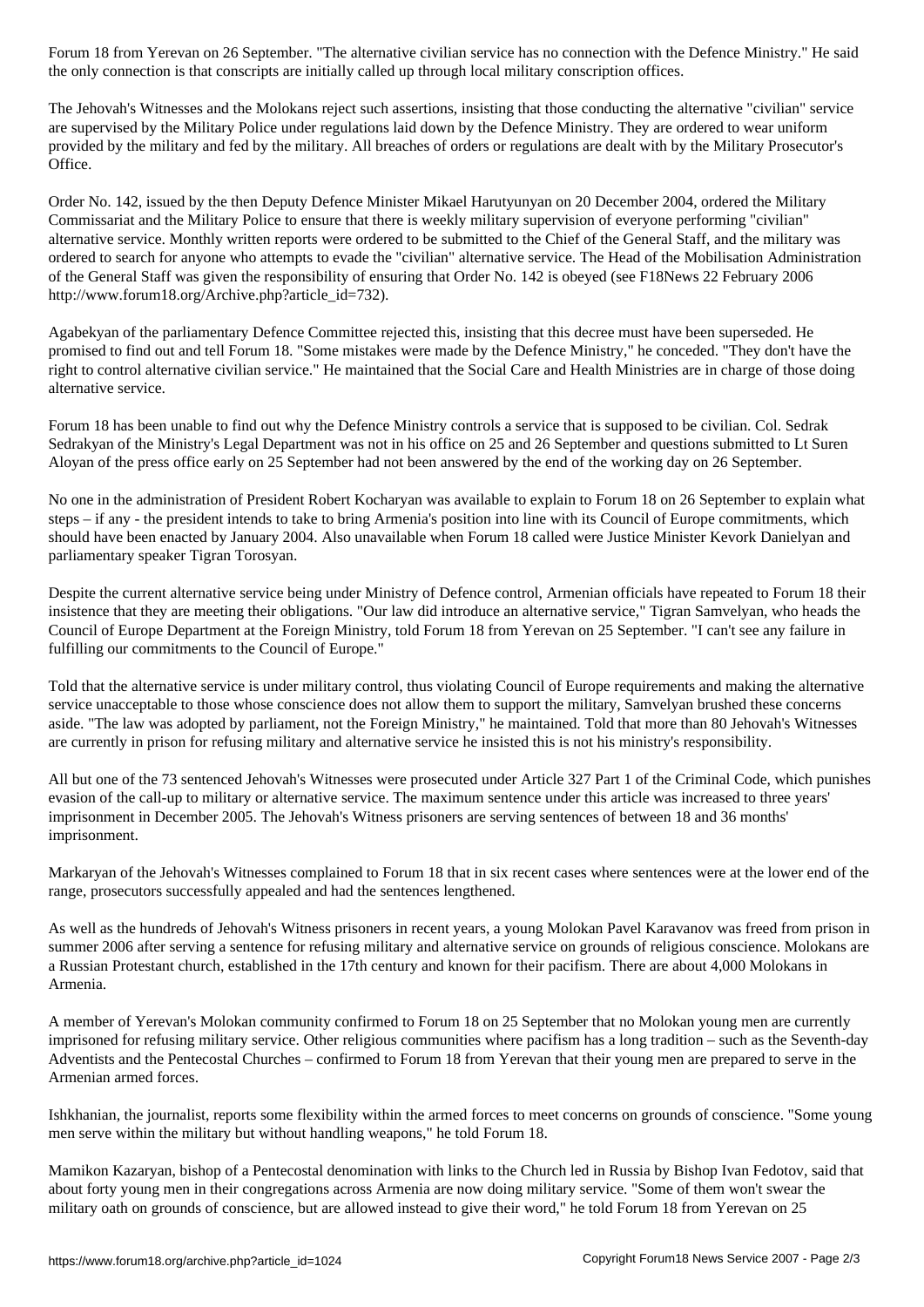Forum 18 from Yerevan on 26 September. "The alternative civilian service has no connection with the Defence Ministry." He said the only connection is that conscripts are initially called up through local military conscription offices.

The Jehovah's Witnesses and the Molokans reject such assertions, insisting that those conducting the alternative "civilian" service are supervised by the Military Police under regulations laid down by the Defence Ministry. They are ordered to wear uniform provided by the military and fed by the military. All breaches of orders or regulations are dealt with by the Military Prosecutor's Office.

Order No. 142, issued by the then Deputy Defence Minister Mikael Harutyunyan on 20 December 2004, ordered the Military Commissariat and the Military Police to ensure that there is weekly military supervision of everyone performing "civilian" alternative service. Monthly written reports were ordered to be submitted to the Chief of the General Staff, and the military was ordered to search for anyone who attempts to evade the "civilian" alternative service. The Head of the Mobilisation Administration of the General Staff was given the responsibility of ensuring that Order No. 142 is obeyed (see F18News 22 February 2006 http://www.forum18.org/Archive.php?article_id=732).

Agabekyan of the parliamentary Defence Committee rejected this, insisting that this decree must have been superseded. He promised to find out and tell Forum 18. "Some mistakes were made by the Defence Ministry," he conceded. "They don't have the right to control alternative civilian service." He maintained that the Social Care and Health Ministries are in charge of those doing alternative service.

Forum 18 has been unable to find out why the Defence Ministry controls a service that is supposed to be civilian. Col. Sedrak Sedrakyan of the Ministry's Legal Department was not in his office on 25 and 26 September and questions submitted to Lt Suren Aloyan of the press office early on 25 September had not been answered by the end of the working day on 26 September.

No one in the administration of President Robert Kocharyan was available to explain to Forum 18 on 26 September to explain what steps – if any - the president intends to take to bring Armenia's position into line with its Council of Europe commitments, which should have been enacted by January 2004. Also unavailable when Forum 18 called were Justice Minister Kevork Danielyan and parliamentary speaker Tigran Torosyan.

Despite the current alternative service being under Ministry of Defence control, Armenian officials have repeated to Forum 18 their insistence that they are meeting their obligations. "Our law did introduce an alternative service," Tigran Samvelyan, who heads the Council of Europe Department at the Foreign Ministry, told Forum 18 from Yerevan on 25 September. "I can't see any failure in fulfilling our commitments to the Council of Europe."

Told that the alternative service is under military control, thus violating Council of Europe requirements and making the alternative service unacceptable to those whose conscience does not allow them to support the military, Samvelyan brushed these concerns aside. "The law was adopted by parliament, not the Foreign Ministry," he maintained. Told that more than 80 Jehovah's Witnesses are currently in prison for refusing military and alternative service he insisted this is not his ministry's responsibility.

All but one of the 73 sentenced Jehovah's Witnesses were prosecuted under Article 327 Part 1 of the Criminal Code, which punishes evasion of the call-up to military or alternative service. The maximum sentence under this article was increased to three years' imprisonment in December 2005. The Jehovah's Witness prisoners are serving sentences of between 18 and 36 months' imprisonment.

Markaryan of the Jehovah's Witnesses complained to Forum 18 that in six recent cases where sentences were at the lower end of the range, prosecutors successfully appealed and had the sentences lengthened.

As well as the hundreds of Jehovah's Witness prisoners in recent years, a young Molokan Pavel Karavanov was freed from prison in summer 2006 after serving a sentence for refusing military and alternative service on grounds of religious conscience. Molokans are a Russian Protestant church, established in the 17th century and known for their pacifism. There are about 4,000 Molokans in Armenia.

A member of Yerevan's Molokan community confirmed to Forum 18 on 25 September that no Molokan young men are currently imprisoned for refusing military service. Other religious communities where pacifism has a long tradition – such as the Seventh-day Adventists and the Pentecostal Churches – confirmed to Forum 18 from Yerevan that their young men are prepared to serve in the Armenian armed forces.

Ishkhanian, the journalist, reports some flexibility within the armed forces to meet concerns on grounds of conscience. "Some young men serve within the military but without handling weapons," he told Forum 18.

Mamikon Kazaryan, bishop of a Pentecostal denomination with links to the Church led in Russia by Bishop Ivan Fedotov, said that about forty young men in their congregations across Armenia are now doing military service. "Some of them won't swear the military oath on grounds of conscience, but are allowed instead to give their word," he told Forum 18 from Yerevan on 25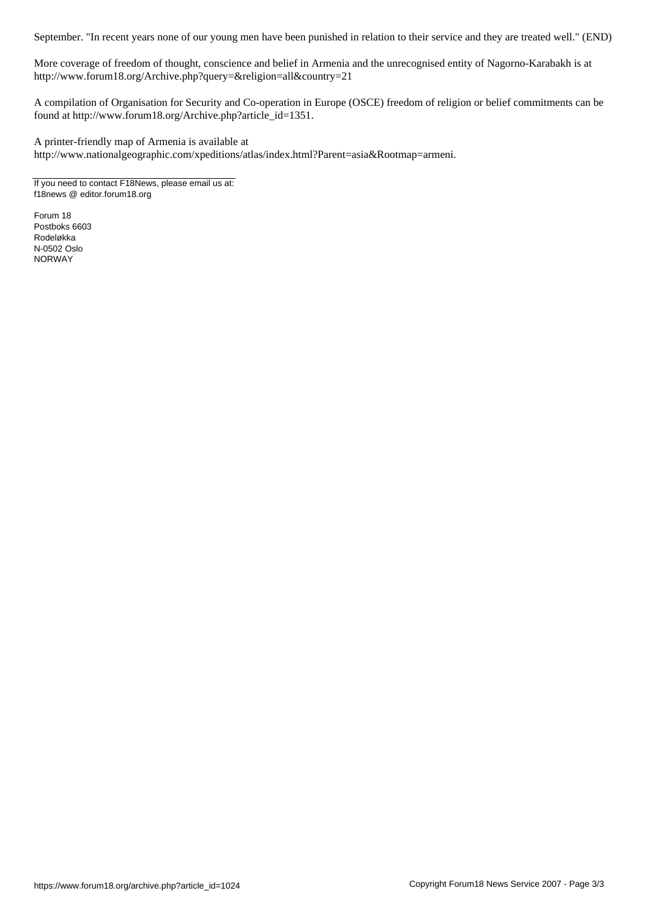September. "In recent years none of our young men have been punished in relation to their service and they are treated well." (END)

More coverage of freedom of thought, conscience and belief in Armenia and the unrecognised entity of Nagorno-Karabakh is at http://www.forum18.org/Archive.php?query=&religion=all&country=21

A compilation of Organisation for Security and Co-operation in Europe (OSCE) freedom of religion or belief commitments can be found at http://www.forum18.org/Archive.php?article_id=1351.

A printer-friendly map of Armenia is available at
http://www.nationalgeographic.com/xpeditions/atlas/index.html?Parent=asia&Rootmap=armeni.

If you need to contact F18News, please email us at:
f18news @ editor.forum18.org

Forum 18
Postboks 6603
Rodeløkka
N-0502 Oslo
NORWAY